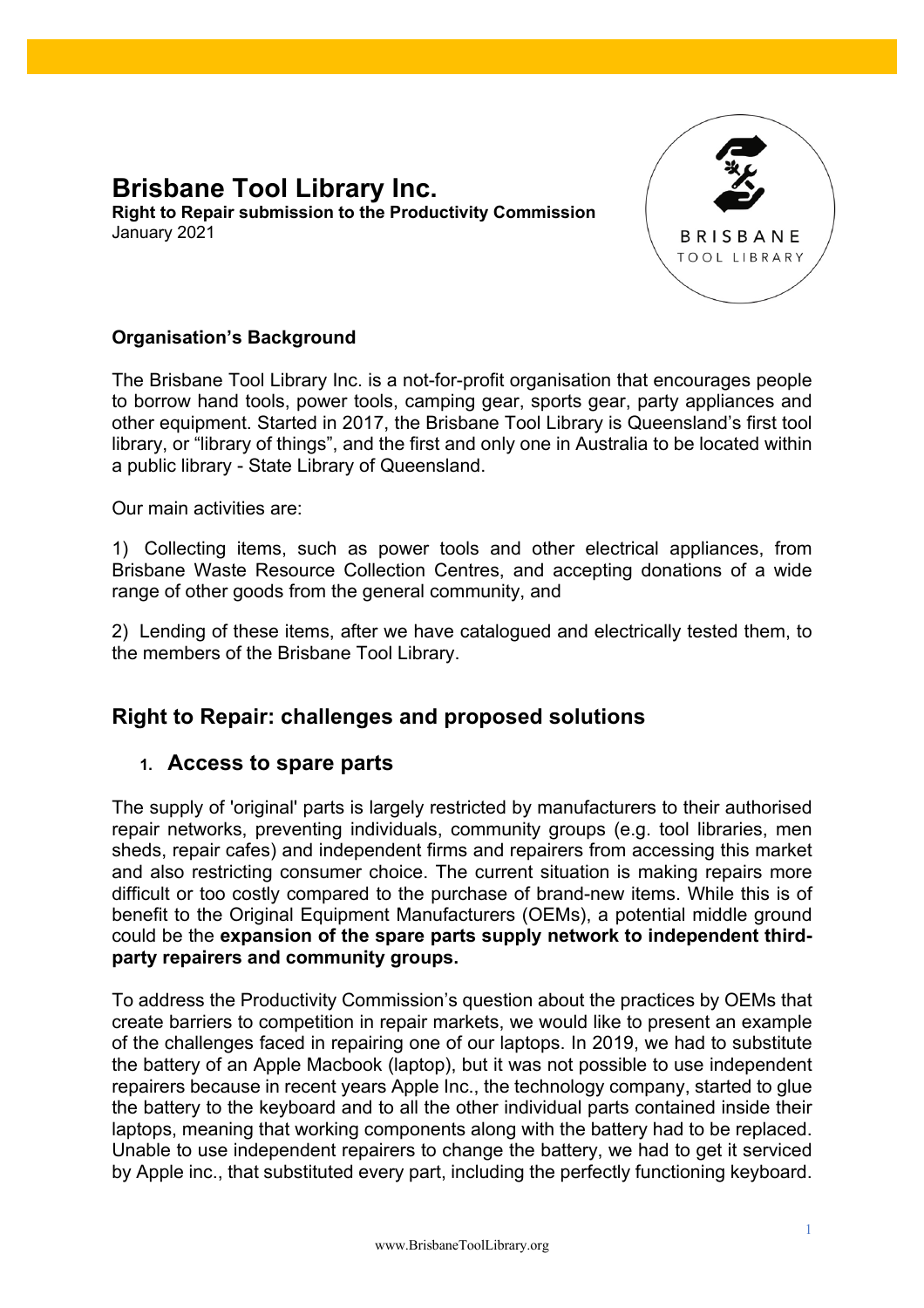# Brisbane Tool Library Inc.

**Right to Repair submission to the Productivity Commission**
January 2021

BRISBANE TOOL LIBRARY

**Organisation's Background**

The Brisbane Tool Library Inc. is a not-for-profit organisation that encourages people to borrow hand tools, power tools, camping gear, sports gear, party appliances and other equipment. Started in 2017, the Brisbane Tool Library is Queensland's first tool library, or "library of things", and the first and only one in Australia to be located within a public library - State Library of Queensland.

Our main activities are:

1) Collecting items, such as power tools and other electrical appliances, from Brisbane Waste Resource Collection Centres, and accepting donations of a wide range of other goods from the general community, and

2) Lending of these items, after we have catalogued and electrically tested them, to the members of the Brisbane Tool Library.

## Right to Repair: challenges and proposed solutions

### 1. Access to spare parts

The supply of 'original' parts is largely restricted by manufacturers to their authorised repair networks, preventing individuals, community groups (e.g. tool libraries, men sheds, repair cafes) and independent firms and repairers from accessing this market and also restricting consumer choice. The current situation is making repairs more difficult or too costly compared to the purchase of brand-new items. While this is of benefit to the Original Equipment Manufacturers (OEMs), a potential middle ground could be the **expansion of the spare parts supply network to independent third-party repairers and community groups.**

To address the Productivity Commission's question about the practices by OEMs that create barriers to competition in repair markets, we would like to present an example of the challenges faced in repairing one of our laptops. In 2019, we had to substitute the battery of an Apple Macbook (laptop), but it was not possible to use independent repairers because in recent years Apple Inc., the technology company, started to glue the battery to the keyboard and to all the other individual parts contained inside their laptops, meaning that working components along with the battery had to be replaced. Unable to use independent repairers to change the battery, we had to get it serviced by Apple inc., that substituted every part, including the perfectly functioning keyboard.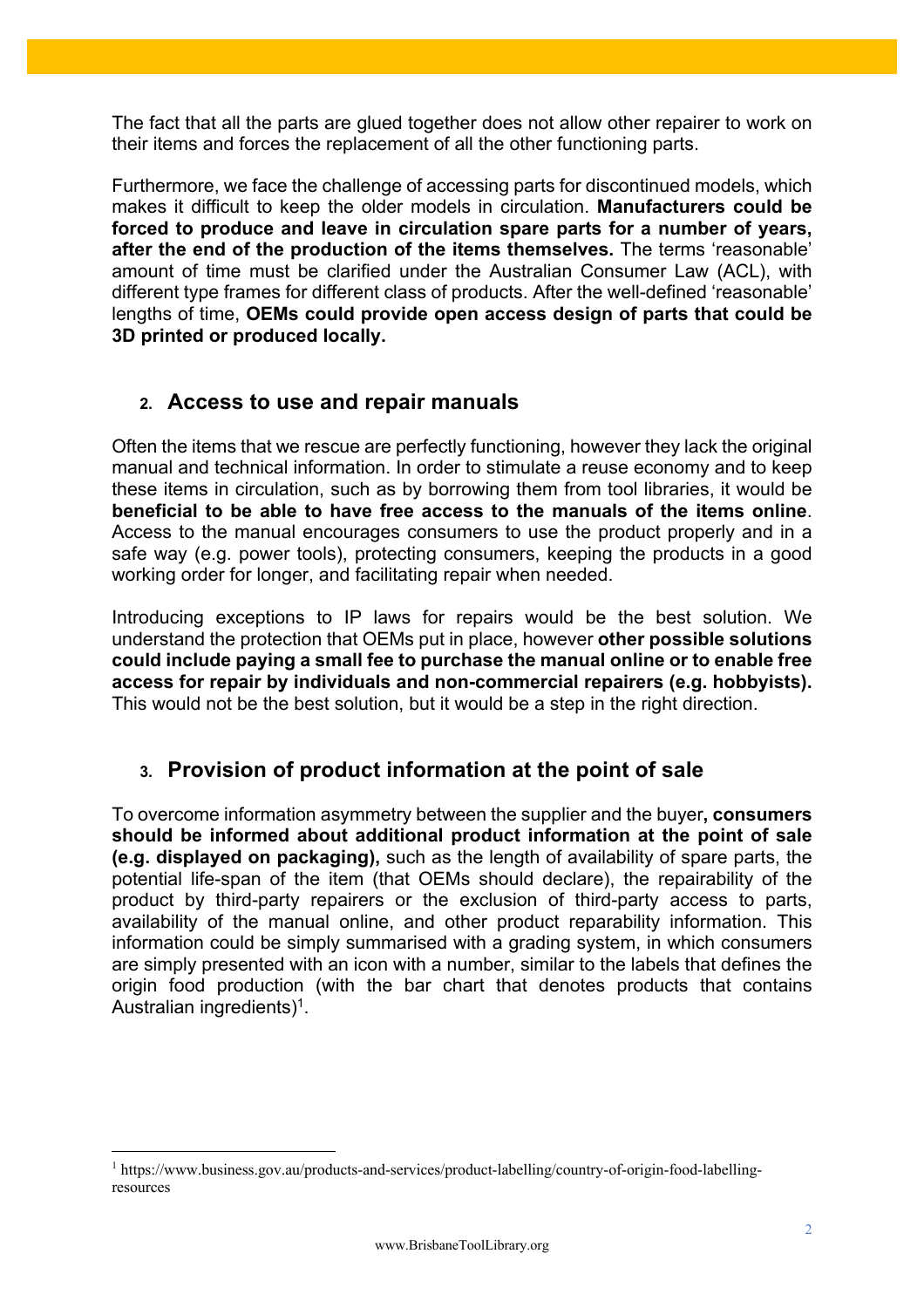The fact that all the parts are glued together does not allow other repairer to work on their items and forces the replacement of all the other functioning parts.

Furthermore, we face the challenge of accessing parts for discontinued models, which makes it difficult to keep the older models in circulation. **Manufacturers could be forced to produce and leave in circulation spare parts for a number of years, after the end of the production of the items themselves.** The terms 'reasonable' amount of time must be clarified under the Australian Consumer Law (ACL), with different type frames for different class of products. After the well-defined 'reasonable' lengths of time, **OEMs could provide open access design of parts that could be 3D printed or produced locally.**

## 2. Access to use and repair manuals

Often the items that we rescue are perfectly functioning, however they lack the original manual and technical information. In order to stimulate a reuse economy and to keep these items in circulation, such as by borrowing them from tool libraries, it would be **beneficial to be able to have free access to the manuals of the items online**. Access to the manual encourages consumers to use the product properly and in a safe way (e.g. power tools), protecting consumers, keeping the products in a good working order for longer, and facilitating repair when needed.

Introducing exceptions to IP laws for repairs would be the best solution. We understand the protection that OEMs put in place, however **other possible solutions could include paying a small fee to purchase the manual online or to enable free access for repair by individuals and non-commercial repairers (e.g. hobbyists).** This would not be the best solution, but it would be a step in the right direction.

## 3. Provision of product information at the point of sale

To overcome information asymmetry between the supplier and the buyer**, consumers should be informed about additional product information at the point of sale (e.g. displayed on packaging),** such as the length of availability of spare parts, the potential life-span of the item (that OEMs should declare), the repairability of the product by third-party repairers or the exclusion of third-party access to parts, availability of the manual online, and other product reparability information. This information could be simply summarised with a grading system, in which consumers are simply presented with an icon with a number, similar to the labels that defines the origin food production (with the bar chart that denotes products that contains Australian ingredients)[1].

[1] https://www.business.gov.au/products-and-services/product-labelling/country-of-origin-food-labelling-resources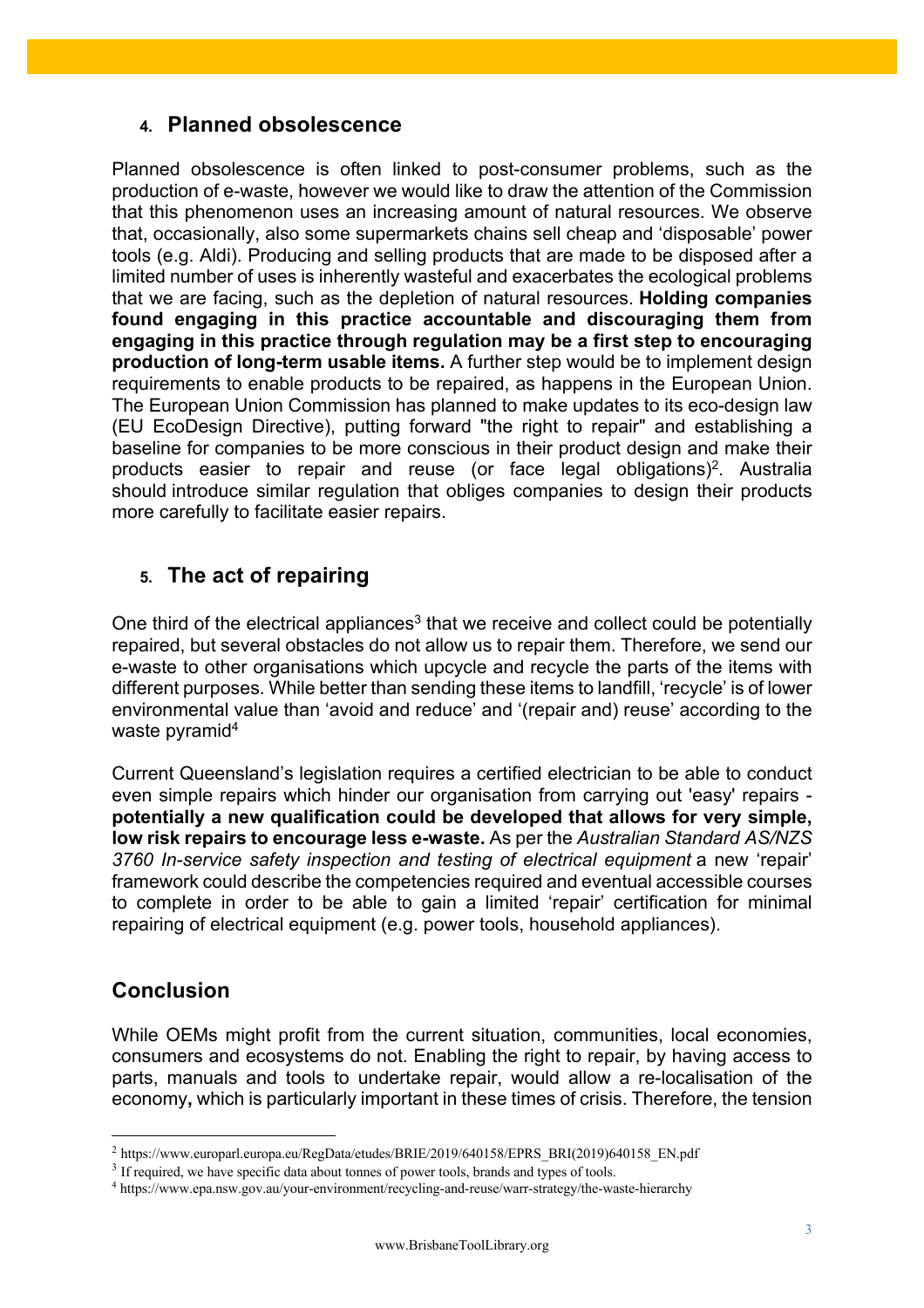## 4. Planned obsolescence

Planned obsolescence is often linked to post-consumer problems, such as the production of e-waste, however we would like to draw the attention of the Commission that this phenomenon uses an increasing amount of natural resources. We observe that, occasionally, also some supermarkets chains sell cheap and 'disposable' power tools (e.g. Aldi). Producing and selling products that are made to be disposed after a limited number of uses is inherently wasteful and exacerbates the ecological problems that we are facing, such as the depletion of natural resources. **Holding companies found engaging in this practice accountable and discouraging them from engaging in this practice through regulation may be a first step to encouraging production of long-term usable items.** A further step would be to implement design requirements to enable products to be repaired, as happens in the European Union. The European Union Commission has planned to make updates to its eco-design law (EU EcoDesign Directive), putting forward "the right to repair" and establishing a baseline for companies to be more conscious in their product design and make their products easier to repair and reuse (or face legal obligations)[2]. Australia should introduce similar regulation that obliges companies to design their products more carefully to facilitate easier repairs.

## 5. The act of repairing

One third of the electrical appliances[3] that we receive and collect could be potentially repaired, but several obstacles do not allow us to repair them. Therefore, we send our e-waste to other organisations which upcycle and recycle the parts of the items with different purposes. While better than sending these items to landfill, 'recycle' is of lower environmental value than 'avoid and reduce' and '(repair and) reuse' according to the waste pyramid[4]

Current Queensland's legislation requires a certified electrician to be able to conduct even simple repairs which hinder our organisation from carrying out 'easy' repairs - **potentially a new qualification could be developed that allows for very simple, low risk repairs to encourage less e-waste.** As per the *Australian Standard AS/NZS 3760 In-service safety inspection and testing of electrical equipment* a new 'repair' framework could describe the competencies required and eventual accessible courses to complete in order to be able to gain a limited 'repair' certification for minimal repairing of electrical equipment (e.g. power tools, household appliances).

## Conclusion

While OEMs might profit from the current situation, communities, local economies, consumers and ecosystems do not. Enabling the right to repair, by having access to parts, manuals and tools to undertake repair, would allow a re-localisation of the economy**,** which is particularly important in these times of crisis. Therefore, the tension

[2] https://www.europarl.europa.eu/RegData/etudes/BRIE/2019/640158/EPRS_BRI(2019)640158_EN.pdf

[3] If required, we have specific data about tonnes of power tools, brands and types of tools.

[4] https://www.epa.nsw.gov.au/your-environment/recycling-and-reuse/warr-strategy/the-waste-hierarchy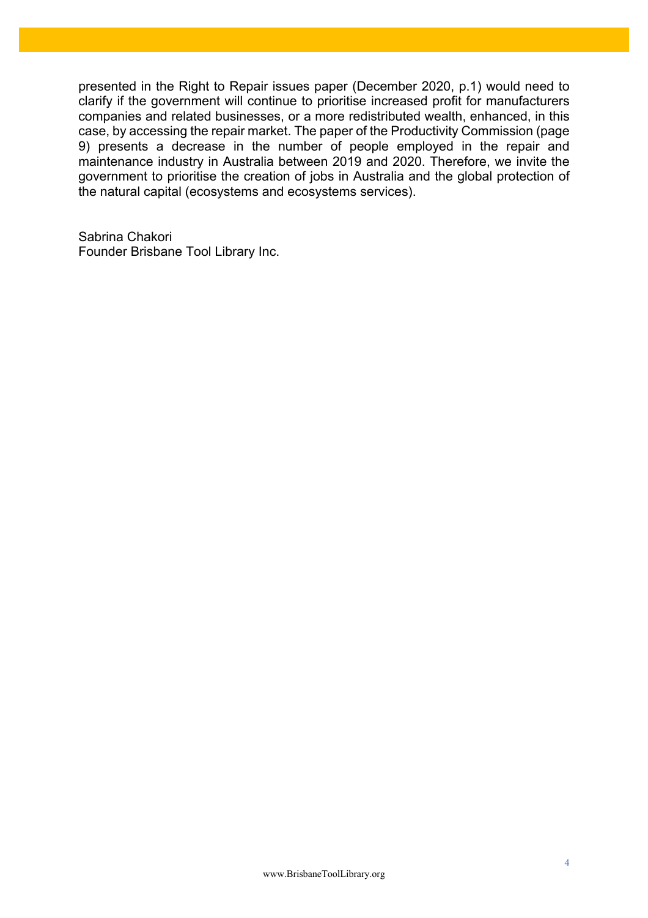presented in the Right to Repair issues paper (December 2020, p.1) would need to clarify if the government will continue to prioritise increased profit for manufacturers companies and related businesses, or a more redistributed wealth, enhanced, in this case, by accessing the repair market. The paper of the Productivity Commission (page 9) presents a decrease in the number of people employed in the repair and maintenance industry in Australia between 2019 and 2020. Therefore, we invite the government to prioritise the creation of jobs in Australia and the global protection of the natural capital (ecosystems and ecosystems services).

Sabrina Chakori
Founder Brisbane Tool Library Inc.